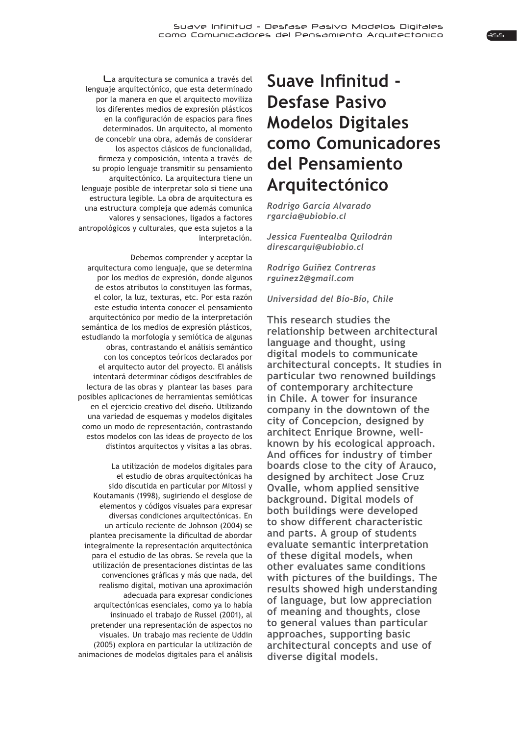# Suave Infinitud - Desfase Pasivo Modelos Digitales como Comunicadores del Pensamiento Arquitectónico

*Rodrigo García Alvarado*
*rgarcia@ubiobio.cl*

*Jessica Fuentealba Quilodrán*
*direscarqui@ubiobio.cl*

*Rodrigo Guiñez Contreras*
*rguinez2@gmail.com*

*Universidad del Bío-Bío, Chile*

**This research studies the relationship between architectural language and thought, using digital models to communicate architectural concepts. It studies in particular two renowned buildings of contemporary architecture in Chile. A tower for insurance company in the downtown of the city of Concepcion, designed by architect Enrique Browne, well-known by his ecological approach. And offices for industry of timber boards close to the city of Arauco, designed by architect Jose Cruz Ovalle, whom applied sensitive background. Digital models of both buildings were developed to show different characteristic and parts. A group of students evaluate semantic interpretation of these digital models, when other evaluates same conditions with pictures of the buildings. The results showed high understanding of language, but low appreciation of meaning and thoughts, close to general values than particular approaches, supporting basic architectural concepts and use of diverse digital models.**

La arquitectura se comunica a través del lenguaje arquitectónico, que esta determinado por la manera en que el arquitecto moviliza los diferentes medios de expresión plásticos en la configuración de espacios para fines determinados. Un arquitecto, al momento de concebir una obra, además de considerar los aspectos clásicos de funcionalidad, firmeza y composición, intenta a través de su propio lenguaje transmitir su pensamiento arquitectónico. La arquitectura tiene un lenguaje posible de interpretar solo si tiene una estructura legible. La obra de arquitectura es una estructura compleja que además comunica valores y sensaciones, ligados a factores antropológicos y culturales, que esta sujetos a la interpretación.

Debemos comprender y aceptar la arquitectura como lenguaje, que se determina por los medios de expresión, donde algunos de estos atributos lo constituyen las formas, el color, la luz, texturas, etc. Por esta razón este estudio intenta conocer el pensamiento arquitectónico por medio de la interpretación semántica de los medios de expresión plásticos, estudiando la morfología y semiótica de algunas obras, contrastando el análisis semántico con los conceptos teóricos declarados por el arquitecto autor del proyecto. El análisis intentará determinar códigos descifrables de lectura de las obras y plantear las bases para posibles aplicaciones de herramientas semióticas en el ejercicio creativo del diseño. Utilizando una variedad de esquemas y modelos digitales como un modo de representación, contrastando estos modelos con las ideas de proyecto de los distintos arquitectos y visitas a las obras.

La utilización de modelos digitales para el estudio de obras arquitectónicas ha sido discutida en particular por Mitossi y Koutamanis (1998), sugiriendo el desglose de elementos y códigos visuales para expresar diversas condiciones arquitectónicas. En un artículo reciente de Johnson (2004) se plantea precisamente la dificultad de abordar integralmente la representación arquitectónica para el estudio de las obras. Se revela que la utilización de presentaciones distintas de las convenciones gráficas y más que nada, del realismo digital, motivan una aproximación adecuada para expresar condiciones arquitectónicas esenciales, como ya lo había insinuado el trabajo de Russel (2001), al pretender una representación de aspectos no visuales. Un trabajo mas reciente de Uddin (2005) explora en particular la utilización de animaciones de modelos digitales para el análisis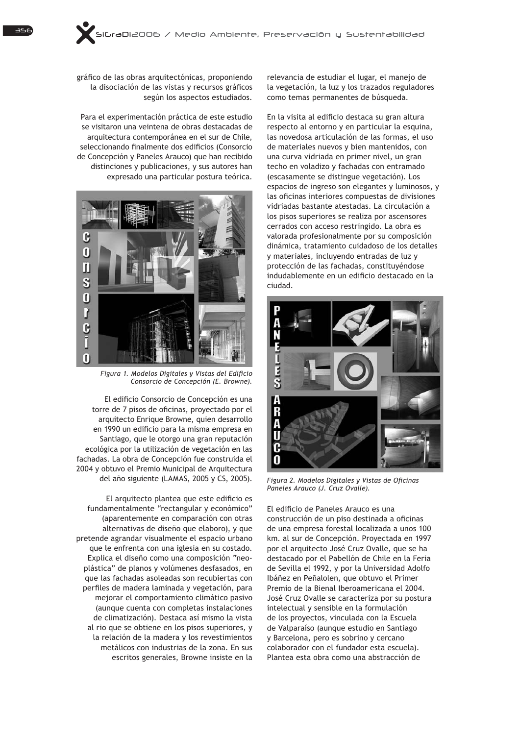gráfico de las obras arquitectónicas, proponiendo la disociación de las vistas y recursos gráficos según los aspectos estudiados.

Para el experimentación práctica de este estudio se visitaron una veintena de obras destacadas de arquitectura contemporánea en el sur de Chile, seleccionando finalmente dos edificios (Consorcio de Concepción y Paneles Arauco) que han recibido distinciones y publicaciones, y sus autores han expresado una particular postura teórica.

*Figura 1. Modelos Digitales y Vistas del Edificio Consorcio de Concepción (E. Browne).*

El edificio Consorcio de Concepción es una torre de 7 pisos de oficinas, proyectado por el arquitecto Enrique Browne, quien desarrollo en 1990 un edificio para la misma empresa en Santiago, que le otorgo una gran reputación ecológica por la utilización de vegetación en las fachadas. La obra de Concepción fue construida el 2004 y obtuvo el Premio Municipal de Arquitectura del año siguiente (LAMAS, 2005 y CS, 2005).

El arquitecto plantea que este edificio es fundamentalmente "rectangular y económico" (aparentemente en comparación con otras alternativas de diseño que elaboro), y que pretende agrandar visualmente el espacio urbano que le enfrenta con una iglesia en su costado. Explica el diseño como una composición "neo-plástica" de planos y volúmenes desfasados, en que las fachadas asoleadas son recubiertas con perfiles de madera laminada y vegetación, para mejorar el comportamiento climático pasivo (aunque cuenta con completas instalaciones de climatización). Destaca así mismo la vista al rio que se obtiene en los pisos superiores, y la relación de la madera y los revestimientos metálicos con industrias de la zona. En sus escritos generales, Browne insiste en la relevancia de estudiar el lugar, el manejo de la vegetación, la luz y los trazados reguladores como temas permanentes de búsqueda.

En la visita al edificio destaca su gran altura respecto al entorno y en particular la esquina, las novedosa articulación de las formas, el uso de materiales nuevos y bien mantenidos, con una curva vidriada en primer nivel, un gran techo en voladizo y fachadas con entramado (escasamente se distingue vegetación). Los espacios de ingreso son elegantes y luminosos, y las oficinas interiores compuestas de divisiones vidriadas bastante atestadas. La circulación a los pisos superiores se realiza por ascensores cerrados con acceso restringido. La obra es valorada profesionalmente por su composición dinámica, tratamiento cuidadoso de los detalles y materiales, incluyendo entradas de luz y protección de las fachadas, constituyéndose indudablemente en un edificio destacado en la ciudad.

*Figura 2. Modelos Digitales y Vistas de Oficinas Paneles Arauco (J. Cruz Ovalle).*

El edificio de Paneles Arauco es una construcción de un piso destinada a oficinas de una empresa forestal localizada a unos 100 km. al sur de Concepción. Proyectada en 1997 por el arquitecto José Cruz Ovalle, que se ha destacado por el Pabellón de Chile en la Feria de Sevilla el 1992, y por la Universidad Adolfo Ibáñez en Peñalolen, que obtuvo el Primer Premio de la Bienal Iberoamericana el 2004. José Cruz Ovalle se caracteriza por su postura intelectual y sensible en la formulación de los proyectos, vinculada con la Escuela de Valparaíso (aunque estudio en Santiago y Barcelona, pero es sobrino y cercano colaborador con el fundador esta escuela). Plantea esta obra como una abstracción de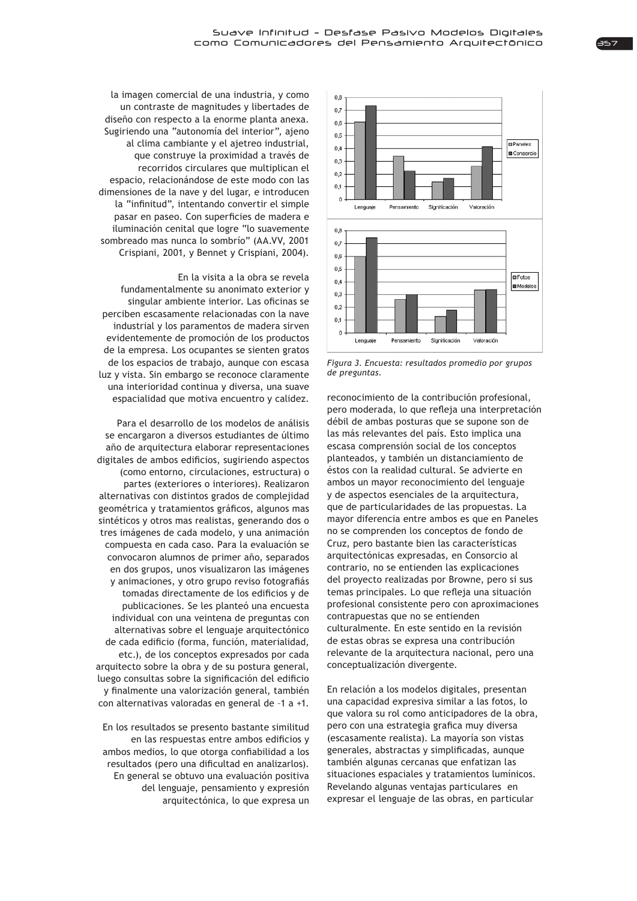la imagen comercial de una industria, y como un contraste de magnitudes y libertades de diseño con respecto a la enorme planta anexa. Sugiriendo una "autonomía del interior", ajeno al clima cambiante y el ajetreo industrial, que construye la proximidad a través de recorridos circulares que multiplican el espacio, relacionándose de este modo con las dimensiones de la nave y del lugar, e introducen la "infinitud", intentando convertir el simple pasar en paseo. Con superficies de madera e iluminación cenital que logre "lo suavemente sombreado mas nunca lo sombrío" (AA.VV, 2001 Crispiani, 2001, y Bennet y Crispiani, 2004).

En la visita a la obra se revela fundamentalmente su anonimato exterior y singular ambiente interior. Las oficinas se perciben escasamente relacionadas con la nave industrial y los paramentos de madera sirven evidentemente de promoción de los productos de la empresa. Los ocupantes se sienten gratos de los espacios de trabajo, aunque con escasa luz y vista. Sin embargo se reconoce claramente una interioridad continua y diversa, una suave espacialidad que motiva encuentro y calidez.

Para el desarrollo de los modelos de análisis se encargaron a diversos estudiantes de último año de arquitectura elaborar representaciones digitales de ambos edificios, sugiriendo aspectos (como entorno, circulaciones, estructura) o partes (exteriores o interiores). Realizaron alternativas con distintos grados de complejidad geométrica y tratamientos gráficos, algunos mas sintéticos y otros mas realistas, generando dos o tres imágenes de cada modelo, y una animación compuesta en cada caso. Para la evaluación se convocaron alumnos de primer año, separados en dos grupos, unos visualizaron las imágenes y animaciones, y otro grupo reviso fotografiás tomadas directamente de los edificios y de publicaciones. Se les planteó una encuesta individual con una veintena de preguntas con alternativas sobre el lenguaje arquitectónico de cada edificio (forma, función, materialidad, etc.), de los conceptos expresados por cada arquitecto sobre la obra y de su postura general, luego consultas sobre la significación del edificio y finalmente una valorización general, también con alternativas valoradas en general de –1 a +1.

En los resultados se presento bastante similitud en las respuestas entre ambos edificios y ambos medios, lo que otorga confiabilidad a los resultados (pero una dificultad en analizarlos). En general se obtuvo una evaluación positiva del lenguaje, pensamiento y expresión arquitectónica, lo que expresa un reconocimiento de la contribución profesional, pero moderada, lo que refleja una interpretación débil de ambas posturas que se supone son de las más relevantes del país. Esto implica una escasa comprensión social de los conceptos planteados, y también un distanciamiento de éstos con la realidad cultural. Se advierte en ambos un mayor reconocimiento del lenguaje y de aspectos esenciales de la arquitectura, que de particularidades de las propuestas. La mayor diferencia entre ambos es que en Paneles no se comprenden los conceptos de fondo de Cruz, pero bastante bien las características arquitectónicas expresadas, en Consorcio al contrario, no se entienden las explicaciones del proyecto realizadas por Browne, pero si sus temas principales. Lo que refleja una situación profesional consistente pero con aproximaciones contrapuestas que no se entienden culturalmente. En este sentido en la revisión de estas obras se expresa una contribución relevante de la arquitectura nacional, pero una conceptualización divergente.

*Figura 3. Encuesta: resultados promedio por grupos de preguntas.*

En relación a los modelos digitales, presentan una capacidad expresiva similar a las fotos, lo que valora su rol como anticipadores de la obra, pero con una estrategia grafica muy diversa (escasamente realista). La mayoría son vistas generales, abstractas y simplificadas, aunque también algunas cercanas que enfatizan las situaciones espaciales y tratamientos lumínicos. Revelando algunas ventajas particulares en expresar el lenguaje de las obras, en particular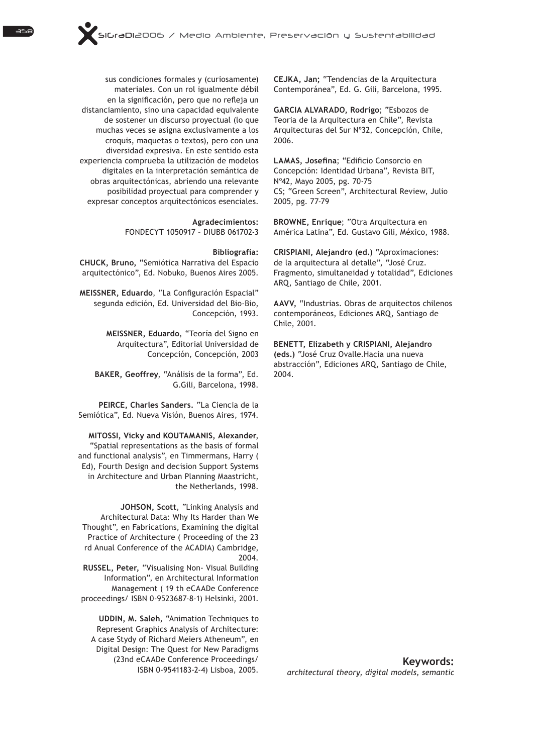sus condiciones formales y (curiosamente) materiales. Con un rol igualmente débil en la significación, pero que no refleja un distanciamiento, sino una capacidad equivalente de sostener un discurso proyectual (lo que muchas veces se asigna exclusivamente a los croquis, maquetas o textos), pero con una diversidad expresiva. En este sentido esta experiencia comprueba la utilización de modelos digitales en la interpretación semántica de obras arquitectónicas, abriendo una relevante posibilidad proyectual para comprender y expresar conceptos arquitectónicos esenciales.

**Agradecimientos:**
FONDECYT 1050917 – DIUBB 061702-3

**Bibliografía:**

**CHUCK, Bruno,** "Semiótica Narrativa del Espacio arquitectónico", Ed. Nobuko, Buenos Aires 2005.

**MEISSNER, Eduardo**, "La Configuración Espacial" segunda edición, Ed. Universidad del Bio-Bio, Concepción, 1993.

**MEISSNER, Eduardo**, "Teoría del Signo en Arquitectura", Editorial Universidad de Concepción, Concepción, 2003

**BAKER, Geoffrey**, "Análisis de la forma", Ed. G.Gili, Barcelona, 1998.

**PEIRCE, Charles Sanders.** "La Ciencia de la Semiótica", Ed. Nueva Visión, Buenos Aires, 1974.

**MITOSSI, Vicky and KOUTAMANIS, Alexander**, "Spatial representations as the basis of formal and functional analysis", en Timmermans, Harry ( Ed), Fourth Design and decision Support Systems in Architecture and Urban Planning Maastricht, the Netherlands, 1998.

**JOHSON, Scott**, "Linking Analysis and Architectural Data: Why Its Harder than We Thought", en Fabrications, Examining the digital Practice of Architecture ( Proceeding of the 23 rd Anual Conference of the ACADIA) Cambridge, 2004.

**RUSSEL, Peter,** "Visualising Non- Visual Building Information", en Architectural Information Management ( 19 th eCAADe Conference proceedings/ ISBN 0-9523687-8-1) Helsinki, 2001.

**UDDIN, M. Saleh**, "Animation Techniques to Represent Graphics Analysis of Architecture: A case Stydy of Richard Meiers Atheneum", en Digital Design: The Quest for New Paradigms (23nd eCAADe Conference Proceedings/ ISBN 0-9541183-2-4) Lisboa, 2005.

**CEJKA, Jan;** "Tendencias de la Arquitectura Contemporánea", Ed. G. Gili, Barcelona, 1995.

**GARCIA ALVARADO, Rodrigo**; "Esbozos de Teoria de la Arquitectura en Chile", Revista Arquitecturas del Sur Nº32, Concepción, Chile, 2006.

**LAMAS, Josefina**; "Edificio Consorcio en Concepción: Identidad Urbana", Revista BIT, Nº42, Mayo 2005, pg. 70-75
CS; "Green Screen", Architectural Review, Julio 2005, pg. 77-79

**BROWNE, Enrique**; "Otra Arquitectura en América Latina", Ed. Gustavo Gili, México, 1988.

**CRISPIANI, Alejandro (ed.)** "Aproximaciones: de la arquitectura al detalle", "José Cruz. Fragmento, simultaneidad y totalidad", Ediciones ARQ, Santiago de Chile, 2001.

**AAVV**, "Industrias. Obras de arquitectos chilenos contemporáneos, Ediciones ARQ, Santiago de Chile, 2001.

**BENETT, Elizabeth y CRISPIANI, Alejandro (eds.)** "José Cruz Ovalle.Hacia una nueva abstracción", Ediciones ARQ, Santiago de Chile, 2004.

**Keywords:**
*architectural theory, digital models, semantic*